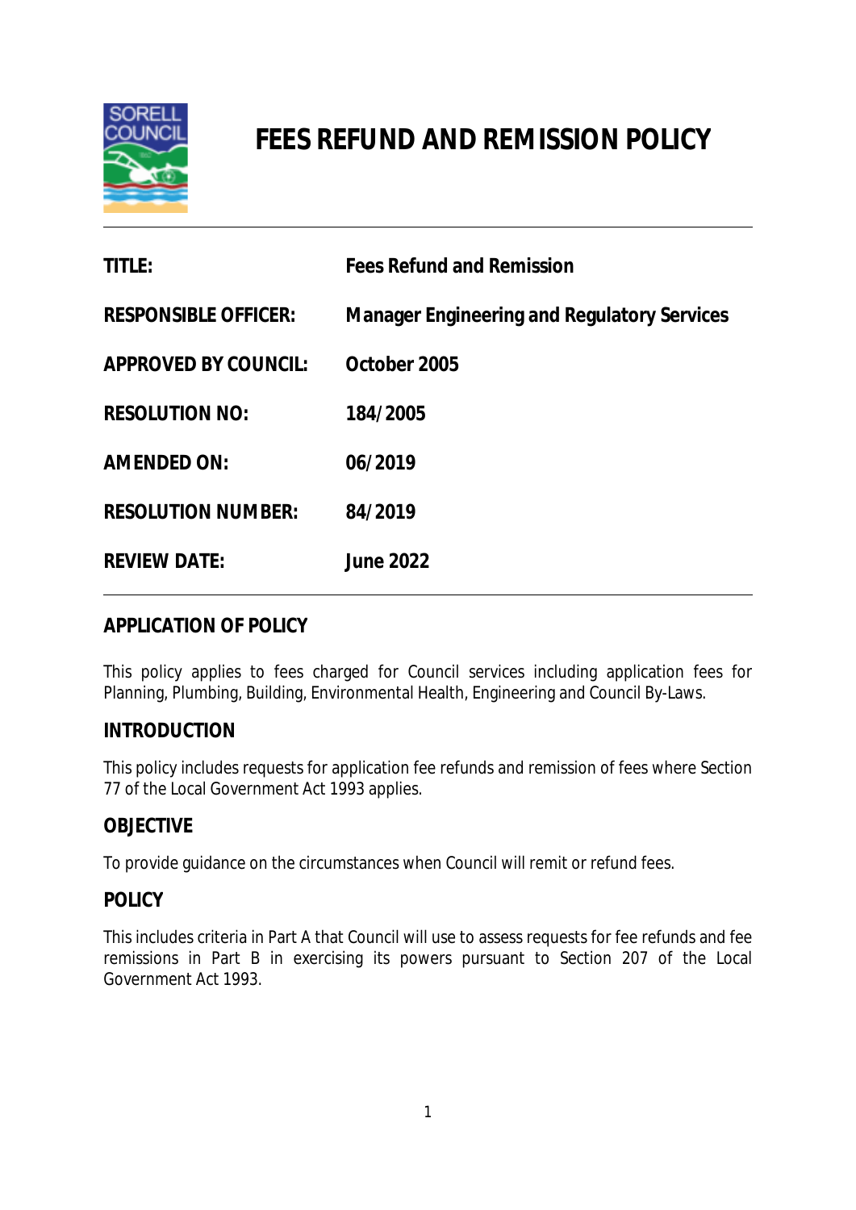# FEES REFUND AND REMISSION POLICY

| | |
|---|---|
| **TITLE:** | **Fees Refund and Remission** |
| **RESPONSIBLE OFFICER:** | **Manager Engineering and Regulatory Services** |
| **APPROVED BY COUNCIL:** | **October 2005** |
| **RESOLUTION NO:** | **184/2005** |
| **AMENDED ON:** | **06/2019** |
| **RESOLUTION NUMBER:** | **84/2019** |
| **REVIEW DATE:** | **June 2022** |

## APPLICATION OF POLICY

This policy applies to fees charged for Council services including application fees for Planning, Plumbing, Building, Environmental Health, Engineering and Council By-Laws.

## INTRODUCTION

This policy includes requests for application fee refunds and remission of fees where Section 77 of the Local Government Act 1993 applies.

## OBJECTIVE

To provide guidance on the circumstances when Council will remit or refund fees.

## POLICY

This includes criteria in Part A that Council will use to assess requests for fee refunds and fee remissions in Part B in exercising its powers pursuant to Section 207 of the Local Government Act 1993.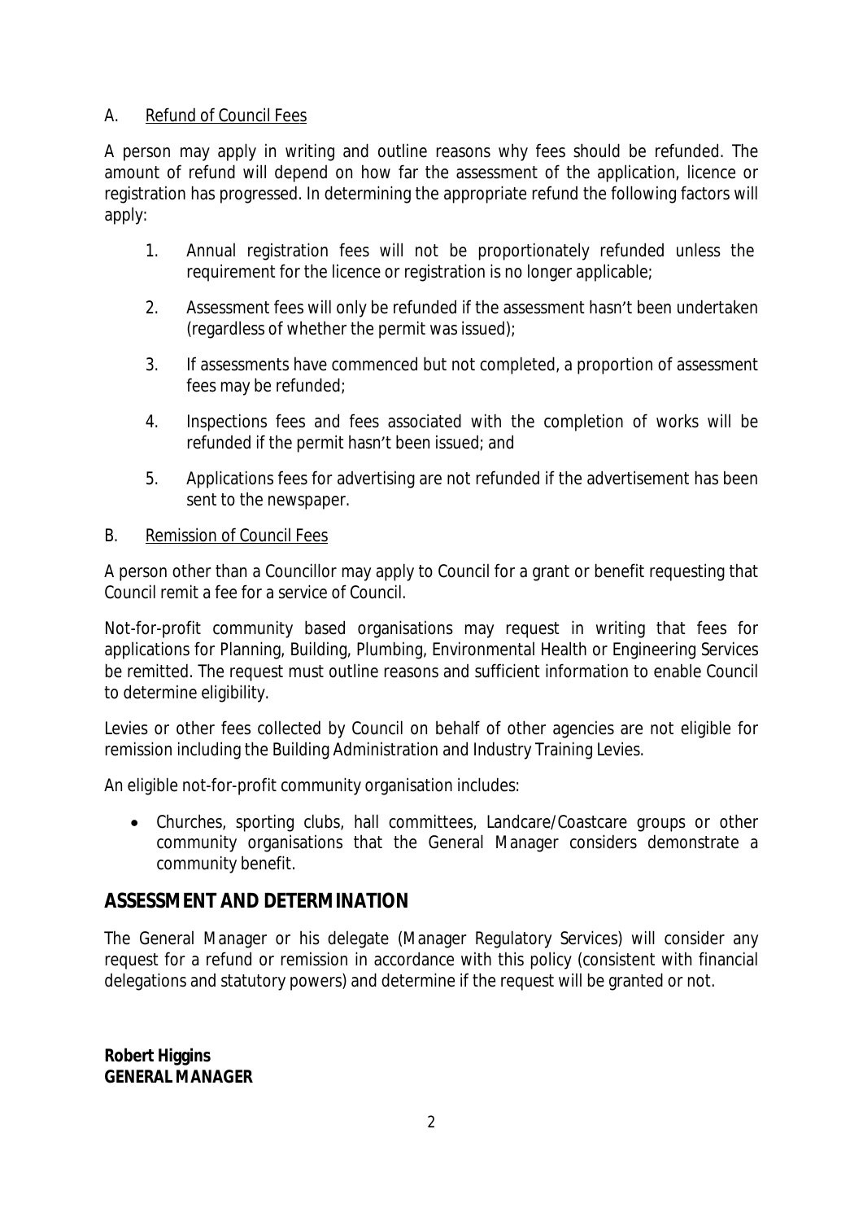A. Refund of Council Fees

A person may apply in writing and outline reasons why fees should be refunded. The amount of refund will depend on how far the assessment of the application, licence or registration has progressed. In determining the appropriate refund the following factors will apply:

1. Annual registration fees will not be proportionately refunded unless the requirement for the licence or registration is no longer applicable;

2. Assessment fees will only be refunded if the assessment hasn't been undertaken (regardless of whether the permit was issued);

3. If assessments have commenced but not completed, a proportion of assessment fees may be refunded;

4. Inspections fees and fees associated with the completion of works will be refunded if the permit hasn't been issued; and

5. Applications fees for advertising are not refunded if the advertisement has been sent to the newspaper.

B. Remission of Council Fees

A person other than a Councillor may apply to Council for a grant or benefit requesting that Council remit a fee for a service of Council.

Not-for-profit community based organisations may request in writing that fees for applications for Planning, Building, Plumbing, Environmental Health or Engineering Services be remitted. The request must outline reasons and sufficient information to enable Council to determine eligibility.

Levies or other fees collected by Council on behalf of other agencies are not eligible for remission including the Building Administration and Industry Training Levies.

An eligible not-for-profit community organisation includes:

- Churches, sporting clubs, hall committees, Landcare/Coastcare groups or other community organisations that the General Manager considers demonstrate a community benefit.

## ASSESSMENT AND DETERMINATION

The General Manager or his delegate (Manager Regulatory Services) will consider any request for a refund or remission in accordance with this policy (consistent with financial delegations and statutory powers) and determine if the request will be granted or not.

**Robert Higgins**
**GENERAL MANAGER**